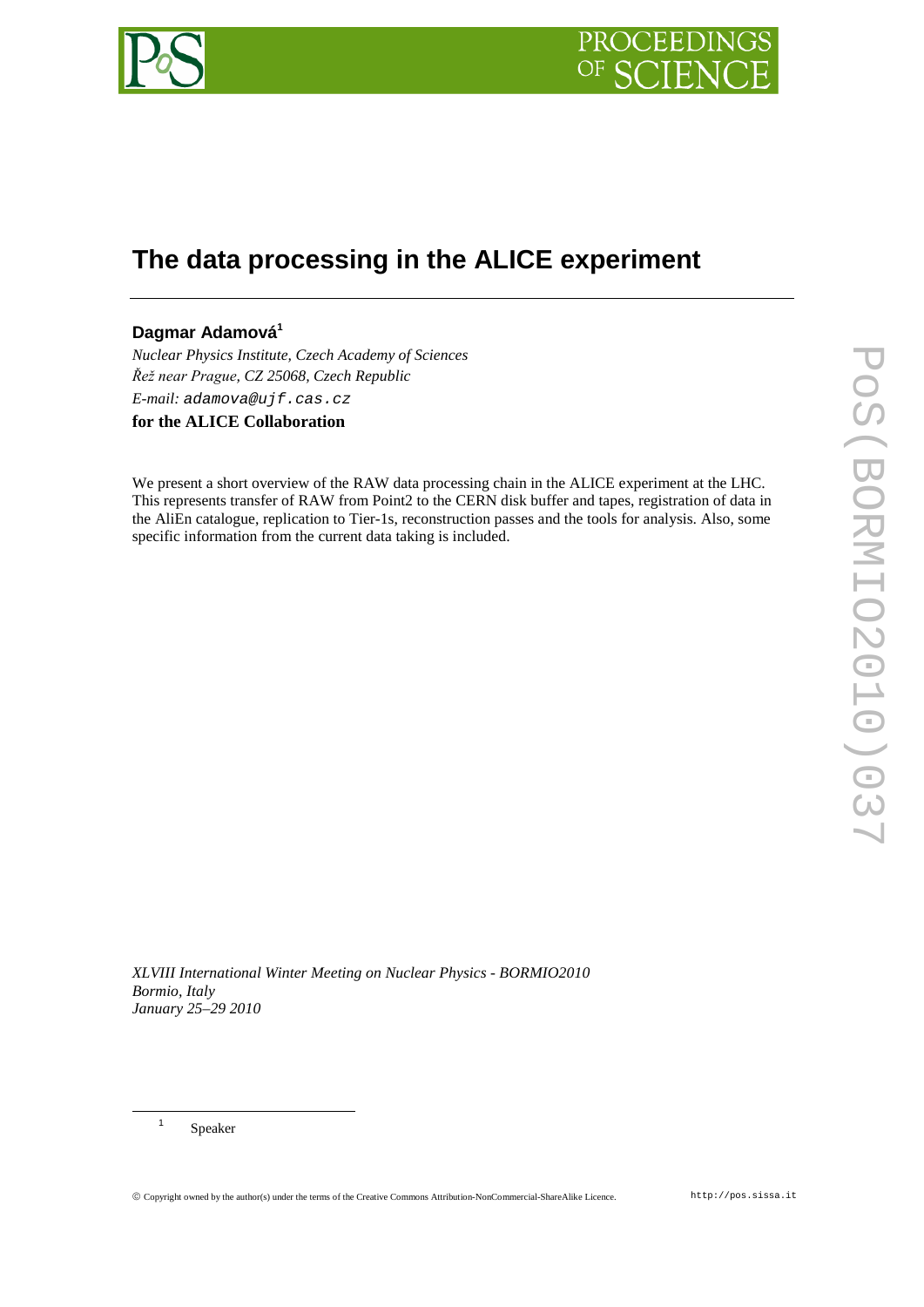# The data processing in the ALICE experiment

**Dagmar Adamová**[1]

*Nuclear Physics Institute, Czech Academy of Sciences*
*Řež near Prague, CZ 25068, Czech Republic*
*E-mail:* adamova@ujf.cas.cz
**for the ALICE Collaboration**

We present a short overview of the RAW data processing chain in the ALICE experiment at the LHC. This represents transfer of RAW from Point2 to the CERN disk buffer and tapes, registration of data in the AliEn catalogue, replication to Tier-1s, reconstruction passes and the tools for analysis. Also, some specific information from the current data taking is included.

*XLVIII International Winter Meeting on Nuclear Physics - BORMIO2010*
*Bormio, Italy*
*January 25–29 2010*

[1] Speaker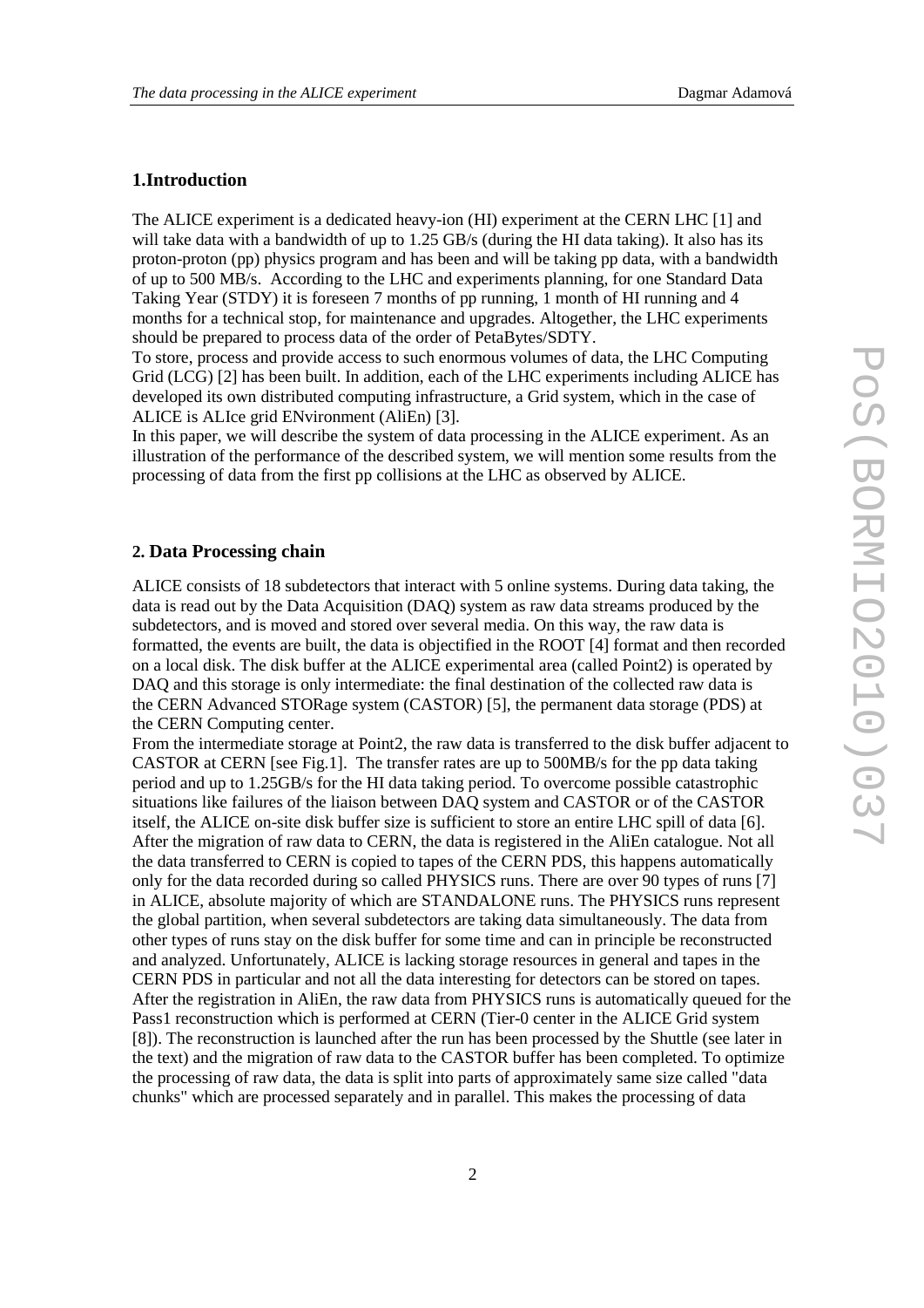## 1.Introduction

The ALICE experiment is a dedicated heavy-ion (HI) experiment at the CERN LHC [1] and will take data with a bandwidth of up to 1.25 GB/s (during the HI data taking). It also has its proton-proton (pp) physics program and has been and will be taking pp data, with a bandwidth of up to 500 MB/s. According to the LHC and experiments planning, for one Standard Data Taking Year (STDY) it is foreseen 7 months of pp running, 1 month of HI running and 4 months for a technical stop, for maintenance and upgrades. Altogether, the LHC experiments should be prepared to process data of the order of PetaBytes/SDTY.

To store, process and provide access to such enormous volumes of data, the LHC Computing Grid (LCG) [2] has been built. In addition, each of the LHC experiments including ALICE has developed its own distributed computing infrastructure, a Grid system, which in the case of ALICE is ALIce grid ENvironment (AliEn) [3].

In this paper, we will describe the system of data processing in the ALICE experiment. As an illustration of the performance of the described system, we will mention some results from the processing of data from the first pp collisions at the LHC as observed by ALICE.

## 2. Data Processing chain

ALICE consists of 18 subdetectors that interact with 5 online systems. During data taking, the data is read out by the Data Acquisition (DAQ) system as raw data streams produced by the subdetectors, and is moved and stored over several media. On this way, the raw data is formatted, the events are built, the data is objectified in the ROOT [4] format and then recorded on a local disk. The disk buffer at the ALICE experimental area (called Point2) is operated by DAQ and this storage is only intermediate: the final destination of the collected raw data is the CERN Advanced STORage system (CASTOR) [5], the permanent data storage (PDS) at the CERN Computing center.

From the intermediate storage at Point2, the raw data is transferred to the disk buffer adjacent to CASTOR at CERN [see Fig.1]. The transfer rates are up to 500MB/s for the pp data taking period and up to 1.25GB/s for the HI data taking period. To overcome possible catastrophic situations like failures of the liaison between DAQ system and CASTOR or of the CASTOR itself, the ALICE on-site disk buffer size is sufficient to store an entire LHC spill of data [6].

After the migration of raw data to CERN, the data is registered in the AliEn catalogue. Not all the data transferred to CERN is copied to tapes of the CERN PDS, this happens automatically only for the data recorded during so called PHYSICS runs. There are over 90 types of runs [7] in ALICE, absolute majority of which are STANDALONE runs. The PHYSICS runs represent the global partition, when several subdetectors are taking data simultaneously. The data from other types of runs stay on the disk buffer for some time and can in principle be reconstructed and analyzed. Unfortunately, ALICE is lacking storage resources in general and tapes in the CERN PDS in particular and not all the data interesting for detectors can be stored on tapes.

After the registration in AliEn, the raw data from PHYSICS runs is automatically queued for the Pass1 reconstruction which is performed at CERN (Tier-0 center in the ALICE Grid system [8]). The reconstruction is launched after the run has been processed by the Shuttle (see later in the text) and the migration of raw data to the CASTOR buffer has been completed. To optimize the processing of raw data, the data is split into parts of approximately same size called "data chunks" which are processed separately and in parallel. This makes the processing of data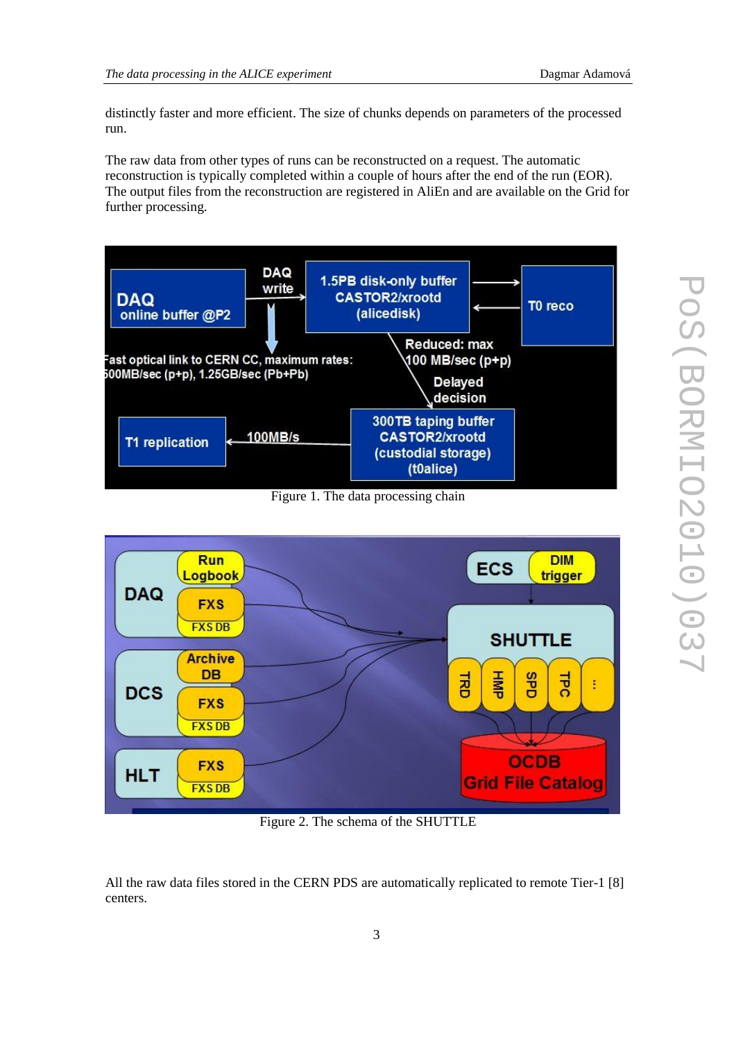distinctly faster and more efficient. The size of chunks depends on parameters of the processed run.

The raw data from other types of runs can be reconstructed on a request. The automatic reconstruction is typically completed within a couple of hours after the end of the run (EOR). The output files from the reconstruction are registered in AliEn and are available on the Grid for further processing.

Figure 1. The data processing chain

Figure 2. The schema of the SHUTTLE

All the raw data files stored in the CERN PDS are automatically replicated to remote Tier-1 [8] centers.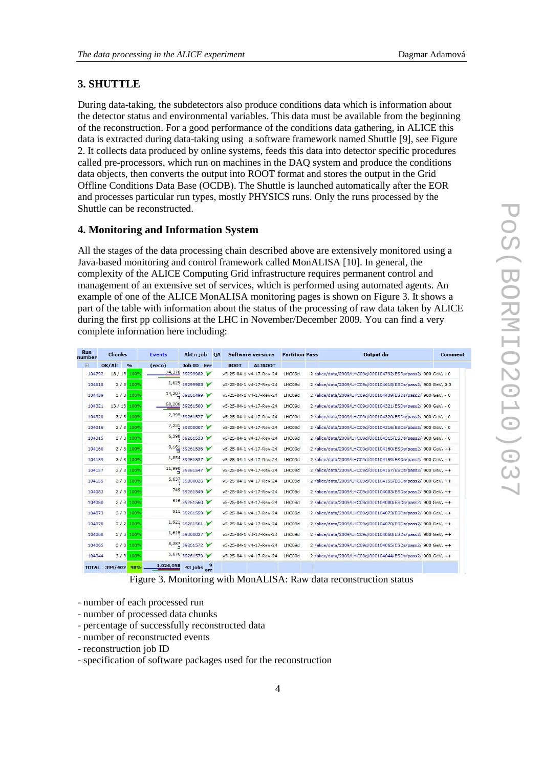## 3. SHUTTLE

During data-taking, the subdetectors also produce conditions data which is information about the detector status and environmental variables. This data must be available from the beginning of the reconstruction. For a good performance of the conditions data gathering, in ALICE this data is extracted during data-taking using a software framework named Shuttle [9], see Figure 2. It collects data produced by online systems, feeds this data into detector specific procedures called pre-processors, which run on machines in the DAQ system and produce the conditions data objects, then converts the output into ROOT format and stores the output in the Grid Offline Conditions Data Base (OCDB). The Shuttle is launched automatically after the EOR and processes particular run types, mostly PHYSICS runs. Only the runs processed by the Shuttle can be reconstructed.

## 4. Monitoring and Information System

All the stages of the data processing chain described above are extensively monitored using a Java-based monitoring and control framework called MonALISA [10]. In general, the complexity of the ALICE Computing Grid infrastructure requires permanent control and management of an extensive set of services, which is performed using automated agents. An example of one of the ALICE MonALISA monitoring pages is shown on Figure 3. It shows a part of the table with information about the status of the processing of raw data taken by ALICE during the first pp collisions at the LHC in November/December 2009. You can find a very complete information here including:

| Run number | Chunks | | Events | AliEn job | | QA | Software versions | | Partition | Pass | Output dir | Comment |
|---|---|---|---|---|---|---|---|---|---|---|---|---|
| | OK/All | % | (reco) | Job ID | Err | | ROOT | ALIROOT | | | | |
| 104792 | 18 / 18 | 100% | 74,378 | 39299982 | | ✔ | v5-25-04-1 | v4-17-Rev-24 | LHC09d | 2 | /alice/data/2009/LHC09d/000104792/ESDs/pass2/ | 900 GeV, - 0 |
| 104618 | 3 / 3 | 100% | 1,629 | 39299983 | | ✔ | v5-25-04-1 | v4-17-Rev-24 | LHC09d | 2 | /alice/data/2009/LHC09d/000104618/ESDs/pass2/ | 900 GeV, 0 0 |
| 104439 | 3 / 3 | 100% | 14,207 | 39261499 | | ✔ | v5-25-04-1 | v4-17-Rev-24 | LHC09d | 2 | /alice/data/2009/LHC09d/000104439/ESDs/pass2/ | 900 GeV, - 0 |
| 104321 | 13 / 13 | 100% | 88,208 | 39261500 | | ✔ | v5-25-04-1 | v4-17-Rev-24 | LHC09d | 2 | /alice/data/2009/LHC09d/000104321/ESDs/pass2/ | 900 GeV, - 0 |
| 104320 | 3 / 3 | 100% | 2,395 | 39261527 | | ✔ | v5-25-04-1 | v4-17-Rev-24 | LHC09d | 2 | /alice/data/2009/LHC09d/000104320/ESDs/pass2/ | 900 GeV, - 0 |
| 104316 | 3 / 3 | 100% | 7,231 | 39300007 | | ✔ | v5-25-04-1 | v4-17-Rev-24 | LHC09d | 2 | /alice/data/2009/LHC09d/000104316/ESDs/pass2/ | 900 GeV, - 0 |
| 104315 | 3 / 3 | 100% | 6,398 | 39261533 | | ✔ | v5-25-04-1 | v4-17-Rev-24 | LHC09d | 2 | /alice/data/2009/LHC09d/000104315/ESDs/pass2/ | 900 GeV, - 0 |
| 104160 | 3 / 3 | 100% | 9,161 | 39261536 | | ✔ | v5-25-04-1 | v4-17-Rev-24 | LHC09d | 2 | /alice/data/2009/LHC09d/000104160/ESDs/pass2/ | 900 GeV, ++ |
| 104159 | 3 / 3 | 100% | 1,854 | 39261537 | | ✔ | v5-25-04-1 | v4-17-Rev-24 | LHC09d | 2 | /alice/data/2009/LHC09d/000104159/ESDs/pass2/ | 900 GeV, ++ |
| 104157 | 3 / 3 | 100% | 11,990 | 39261547 | | ✔ | v5-25-04-1 | v4-17-Rev-24 | LHC09d | 2 | /alice/data/2009/LHC09d/000104157/ESDs/pass2/ | 900 GeV, ++ |
| 104155 | 3 / 3 | 100% | 5,637 | 39300026 | | ✔ | v5-25-04-1 | v4-17-Rev-24 | LHC09d | 2 | /alice/data/2009/LHC09d/000104155/ESDs/pass2/ | 900 GeV, ++ |
| 104083 | 3 / 3 | 100% | 749 | 39261549 | | ✔ | v5-25-04-1 | v4-17-Rev-24 | LHC09d | 2 | /alice/data/2009/LHC09d/000104083/ESDs/pass2/ | 900 GeV, ++ |
| 104080 | 3 / 3 | 100% | 616 | 39261560 | | ✔ | v5-25-04-1 | v4-17-Rev-24 | LHC09d | 2 | /alice/data/2009/LHC09d/000104080/ESDs/pass2/ | 900 GeV, ++ |
| 104073 | 3 / 3 | 100% | 911 | 39261559 | | ✔ | v5-25-04-1 | v4-17-Rev-24 | LHC09d | 2 | /alice/data/2009/LHC09d/000104073/ESDs/pass2/ | 900 GeV, ++ |
| 104070 | 2 / 2 | 100% | 1,921 | 39261561 | | ✔ | v5-25-04-1 | v4-17-Rev-24 | LHC09d | 2 | /alice/data/2009/LHC09d/000104070/ESDs/pass2/ | 900 GeV, ++ |
| 104068 | 3 / 3 | 100% | 1,615 | 39300027 | | ✔ | v5-25-04-1 | v4-17-Rev-24 | LHC09d | 2 | /alice/data/2009/LHC09d/000104068/ESDs/pass2/ | 900 GeV, ++ |
| 104065 | 3 / 3 | 100% | 8,387 | 39261572 | | ✔ | v5-25-04-1 | v4-17-Rev-24 | LHC09d | 2 | /alice/data/2009/LHC09d/000104065/ESDs/pass2/ | 900 GeV, ++ |
| 104044 | 3 / 3 | 100% | 5,676 | 39261579 | | ✔ | v5-25-04-1 | v4-17-Rev-24 | LHC09d | 2 | /alice/data/2009/LHC09d/000104044/ESDs/pass2/ | 900 GeV, ++ |
| TOTAL | 394/402 | 98% | 1,024,058 | 43 jobs | 9 err | | | | | | | |

Figure 3. Monitoring with MonALISA: Raw data reconstruction status

- number of each processed run
- number of processed data chunks
- percentage of successfully reconstructed data
- number of reconstructed events
- reconstruction job ID
- specification of software packages used for the reconstruction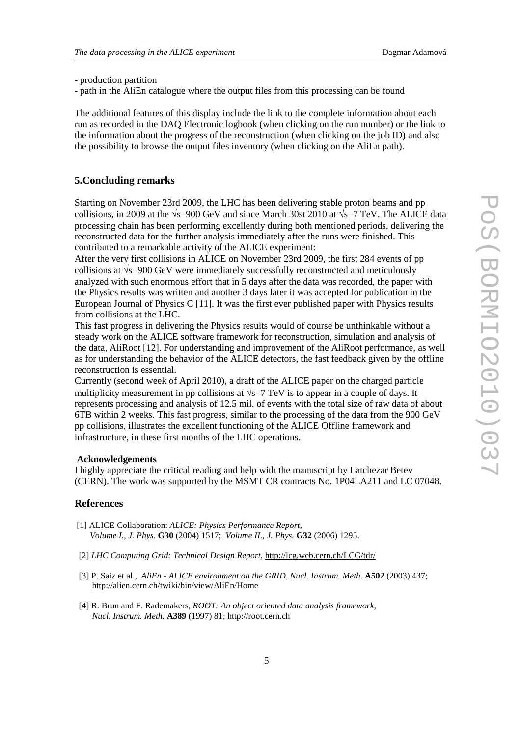- production partition
- path in the AliEn catalogue where the output files from this processing can be found

The additional features of this display include the link to the complete information about each run as recorded in the DAQ Electronic logbook (when clicking on the run number) or the link to the information about the progress of the reconstruction (when clicking on the job ID) and also the possibility to browse the output files inventory (when clicking on the AliEn path).

## 5.Concluding remarks

Starting on November 23rd 2009, the LHC has been delivering stable proton beams and pp collisions, in 2009 at the $\sqrt{s}$=900 GeV and since March 30st 2010 at $\sqrt{s}$=7 TeV. The ALICE data processing chain has been performing excellently during both mentioned periods, delivering the reconstructed data for the further analysis immediately after the runs were finished. This contributed to a remarkable activity of the ALICE experiment:

After the very first collisions in ALICE on November 23rd 2009, the first 284 events of pp collisions at $\sqrt{s}$=900 GeV were immediately successfully reconstructed and meticulously analyzed with such enormous effort that in 5 days after the data was recorded, the paper with the Physics results was written and another 3 days later it was accepted for publication in the European Journal of Physics C [11]. It was the first ever published paper with Physics results from collisions at the LHC.

This fast progress in delivering the Physics results would of course be unthinkable without a steady work on the ALICE software framework for reconstruction, simulation and analysis of the data, AliRoot [12]. For understanding and improvement of the AliRoot performance, as well as for understanding the behavior of the ALICE detectors, the fast feedback given by the offline reconstruction is essential.

Currently (second week of April 2010), a draft of the ALICE paper on the charged particle multiplicity measurement in pp collisions at $\sqrt{s}$=7 TeV is to appear in a couple of days. It represents processing and analysis of 12.5 mil. of events with the total size of raw data of about 6TB within 2 weeks. This fast progress, similar to the processing of the data from the 900 GeV pp collisions, illustrates the excellent functioning of the ALICE Offline framework and infrastructure, in these first months of the LHC operations.

### Acknowledgements

I highly appreciate the critical reading and help with the manuscript by Latchezar Betev (CERN). The work was supported by the MSMT CR contracts No. 1P04LA211 and LC 07048.

## References

[1] ALICE Collaboration: *ALICE: Physics Performance Report, Volume I., J. Phys.* **G30** (2004) 1517; *Volume II., J. Phys.* **G32** (2006) 1295.

[2] *LHC Computing Grid: Technical Design Report*, http://lcg.web.cern.ch/LCG/tdr/

[3] P. Saiz et al., *AliEn - ALICE environment on the GRID, Nucl. Instrum. Meth*. **A502** (2003) 437; http://alien.cern.ch/twiki/bin/view/AliEn/Home

[4] R. Brun and F. Rademakers, *ROOT: An object oriented data analysis framework, Nucl. Instrum. Meth.* **A389** (1997) 81; http://root.cern.ch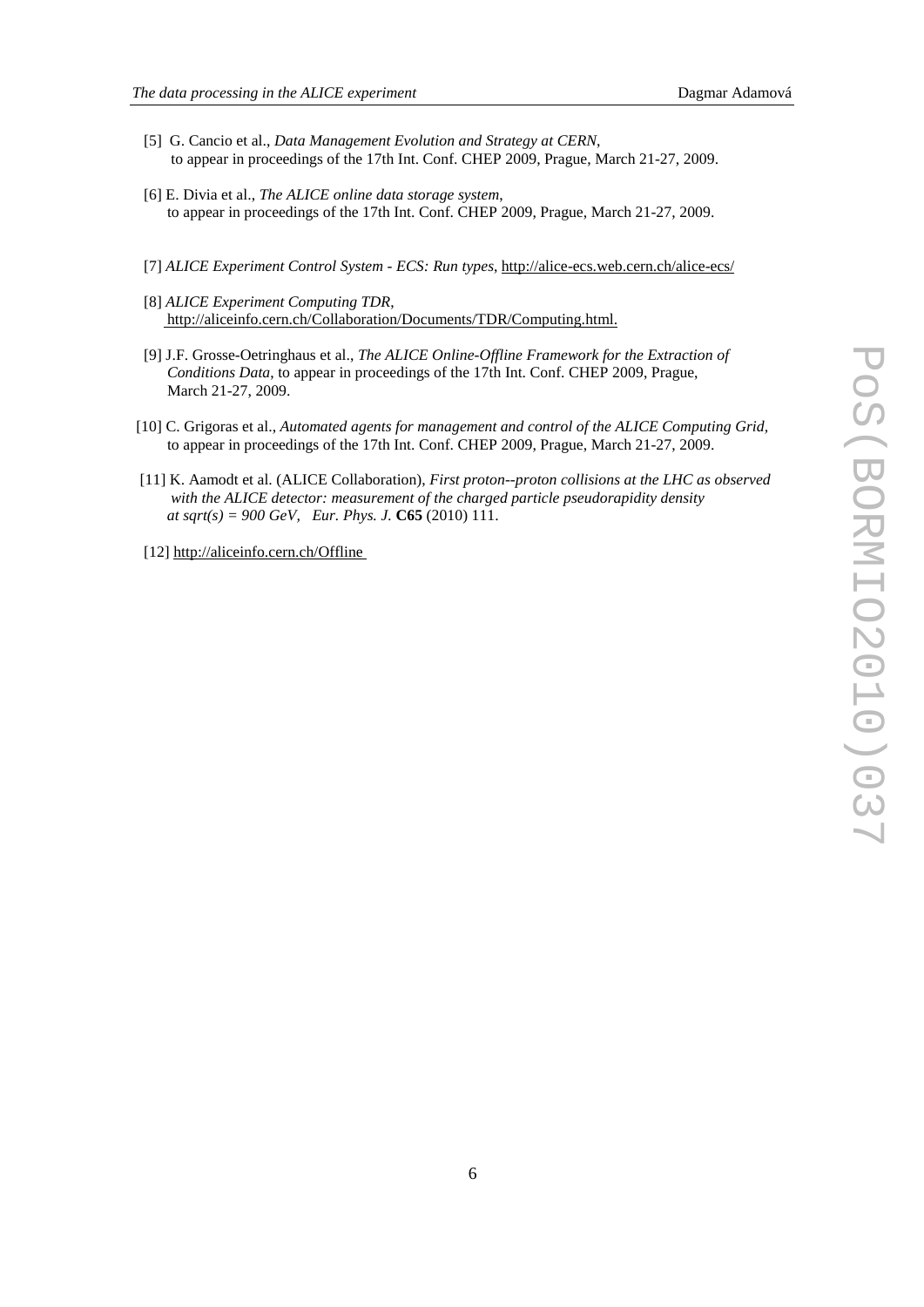[5] G. Cancio et al., *Data Management Evolution and Strategy at CERN*, to appear in proceedings of the 17th Int. Conf. CHEP 2009, Prague, March 21-27, 2009.

[6] E. Divia et al., *The ALICE online data storage system*, to appear in proceedings of the 17th Int. Conf. CHEP 2009, Prague, March 21-27, 2009.

[7] *ALICE Experiment Control System - ECS: Run types*, http://alice-ecs.web.cern.ch/alice-ecs/

[8] *ALICE Experiment Computing TDR*, http://aliceinfo.cern.ch/Collaboration/Documents/TDR/Computing.html.

[9] J.F. Grosse-Oetringhaus et al., *The ALICE Online-Offline Framework for the Extraction of Conditions Data*, to appear in proceedings of the 17th Int. Conf. CHEP 2009, Prague, March 21-27, 2009.

[10] C. Grigoras et al., *Automated agents for management and control of the ALICE Computing Grid,* to appear in proceedings of the 17th Int. Conf. CHEP 2009, Prague, March 21-27, 2009.

[11] K. Aamodt et al. (ALICE Collaboration), *First proton--proton collisions at the LHC as observed with the ALICE detector: measurement of the charged particle pseudorapidity density at sqrt(s) = 900 GeV, Eur. Phys. J.* **C65** (2010) 111.

[12] http://aliceinfo.cern.ch/Offline